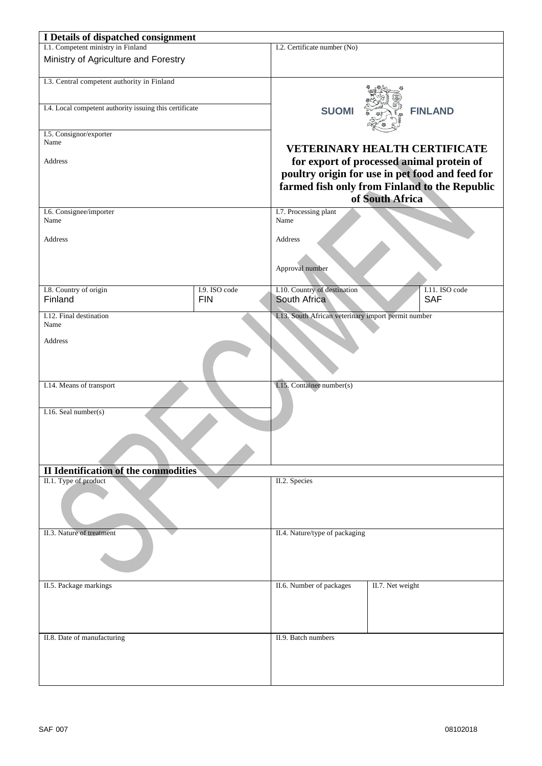| I Details of dispatched consignment | | | |
|---|---|---|---|
| I.1. Competent ministry in Finland<br>Ministry of Agriculture and Forestry | | I.2. Certificate number (No) | |
| I.3. Central competent authority in Finland | | SUOMI FINLAND | |
| I.4. Local competent authority issuing this certificate | | | |
| I.5. Consignor/exporter<br>Name<br><br>Address | | **VETERINARY HEALTH CERTIFICATE for export of processed animal protein of poultry origin for use in pet food and feed for farmed fish only from Finland to the Republic of South Africa** | |
| I.6. Consignee/importer<br>Name<br><br>Address | | I.7. Processing plant<br>Name<br><br>Address<br><br>Approval number | |
| I.8. Country of origin<br>Finland | I.9. ISO code<br>FIN | I.10. Country of destination<br>South Africa | I.11. ISO code<br>SAF |
| I.12. Final destination<br>Name<br><br>Address | | I.13. South African veterinary import permit number | |
| I.14. Means of transport | | I.15. Container number(s) | |
| I.16. Seal number(s) | | | |

| II Identification of the commodities | | |
|---|---|---|
| II.1. Type of product | II.2. Species | |
| II.3. Nature of treatment | II.4. Nature/type of packaging | |
| II.5. Package markings | II.6. Number of packages | II.7. Net weight |
| II.8. Date of manufacturing | II.9. Batch numbers | |

SPECIMEN

SAF 007 08102018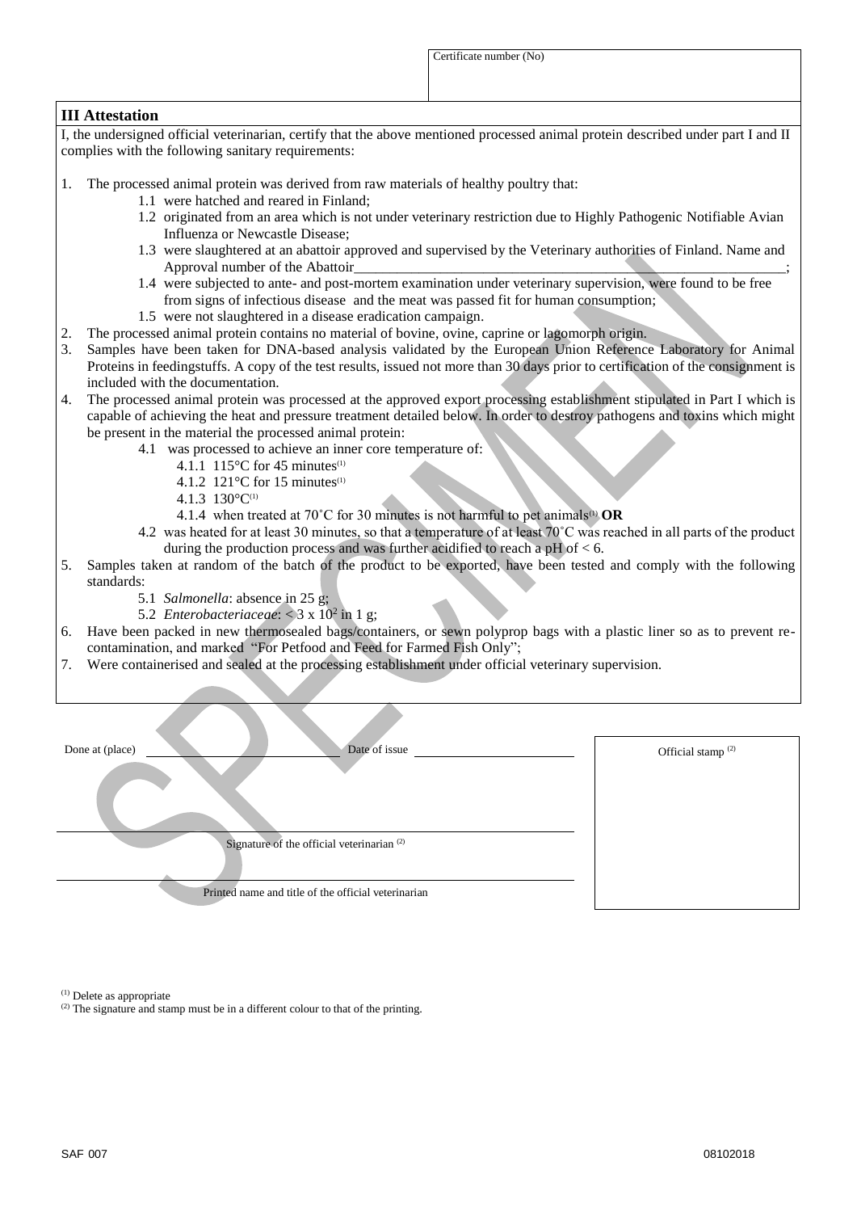Certificate number (No)

### III Attestation

I, the undersigned official veterinarian, certify that the above mentioned processed animal protein described under part I and II complies with the following sanitary requirements:

1. The processed animal protein was derived from raw materials of healthy poultry that:
   - 1.1 were hatched and reared in Finland;
   - 1.2 originated from an area which is not under veterinary restriction due to Highly Pathogenic Notifiable Avian Influenza or Newcastle Disease;
   - 1.3 were slaughtered at an abattoir approved and supervised by the Veterinary authorities of Finland. Name and Approval number of the Abattoir\_\_\_\_\_\_\_\_\_\_\_\_\_\_\_\_\_\_\_\_\_\_\_\_\_\_\_\_\_\_\_\_\_\_\_\_\_\_\_\_\_\_\_\_\_\_\_\_\_\_;
   - 1.4 were subjected to ante- and post-mortem examination under veterinary supervision, were found to be free from signs of infectious disease and the meat was passed fit for human consumption;
   - 1.5 were not slaughtered in a disease eradication campaign.
2. The processed animal protein contains no material of bovine, ovine, caprine or lagomorph origin.
3. Samples have been taken for DNA-based analysis validated by the European Union Reference Laboratory for Animal Proteins in feedingstuffs. A copy of the test results, issued not more than 30 days prior to certification of the consignment is included with the documentation.
4. The processed animal protein was processed at the approved export processing establishment stipulated in Part I which is capable of achieving the heat and pressure treatment detailed below. In order to destroy pathogens and toxins which might be present in the material the processed animal protein:
   - 4.1 was processed to achieve an inner core temperature of:
     - 4.1.1 115°C for 45 minutes[1]
     - 4.1.2 121°C for 15 minutes[1]
     - 4.1.3 130°C[1]
     - 4.1.4 when treated at 70˚C for 30 minutes is not harmful to pet animals[1] **OR**
   - 4.2 was heated for at least 30 minutes, so that a temperature of at least 70˚C was reached in all parts of the product during the production process and was further acidified to reach a pH of < 6.
5. Samples taken at random of the batch of the product to be exported, have been tested and comply with the following standards:
   - 5.1 *Salmonella*: absence in 25 g;
   - 5.2 *Enterobacteriaceae*: $< 3 \times 10^2$ in 1 g;
6. Have been packed in new thermosealed bags/containers, or sewn polyprop bags with a plastic liner so as to prevent re-contamination, and marked "For Petfood and Feed for Farmed Fish Only";
7. Were containerised and sealed at the processing establishment under official veterinary supervision.

Done at (place) \_\_\_\_\_\_\_\_\_\_\_\_\_\_\_\_\_\_ Date of issue \_\_\_\_\_\_\_\_\_\_\_\_\_\_\_\_\_\_

Official stamp [2]

\_\_\_\_\_\_\_\_\_\_\_\_\_\_\_\_\_\_\_\_\_\_\_\_\_\_\_\_\_\_\_\_\_\_\_\_

Signature of the official veterinarian [2]

\_\_\_\_\_\_\_\_\_\_\_\_\_\_\_\_\_\_\_\_\_\_\_\_\_\_\_\_\_\_\_\_\_\_\_\_

Printed name and title of the official veterinarian

[1] Delete as appropriate
[2] The signature and stamp must be in a different colour to that of the printing.

SAF 007 08102018